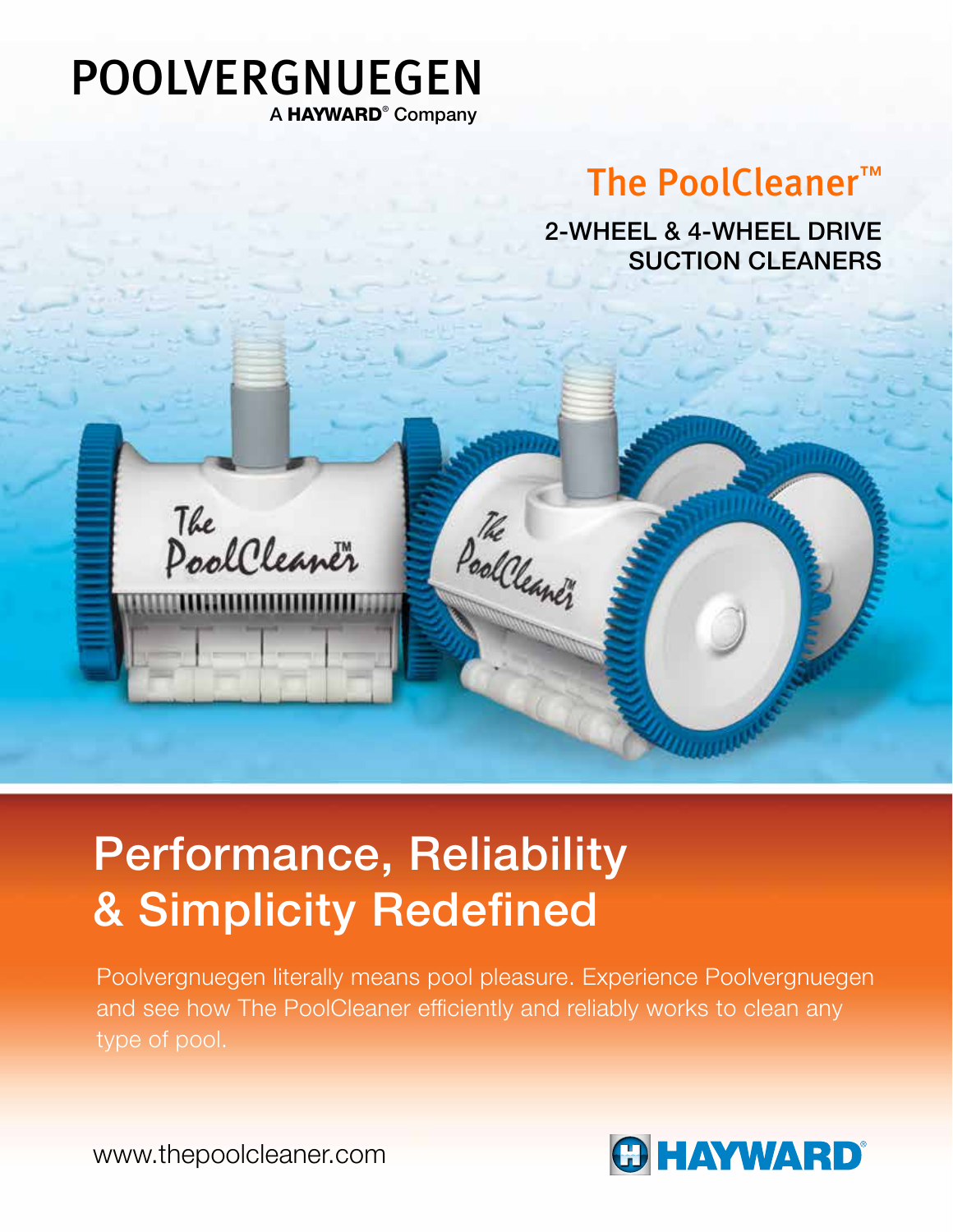# POOLVERGNUEGEN

A HAYWARD® Company

## The PoolCleaner™

### 2-WHEEL & 4-WHEEL DRIVE SUCTION CLEANERS

# Performance, Reliability & Simplicity Redefined

Poolvergnuegen literally means pool pleasure. Experience Poolvergnuegen and see how The PoolCleaner efficiently and reliably works to clean any type of pool.

www.thepoolcleaner.com

HAYWARD®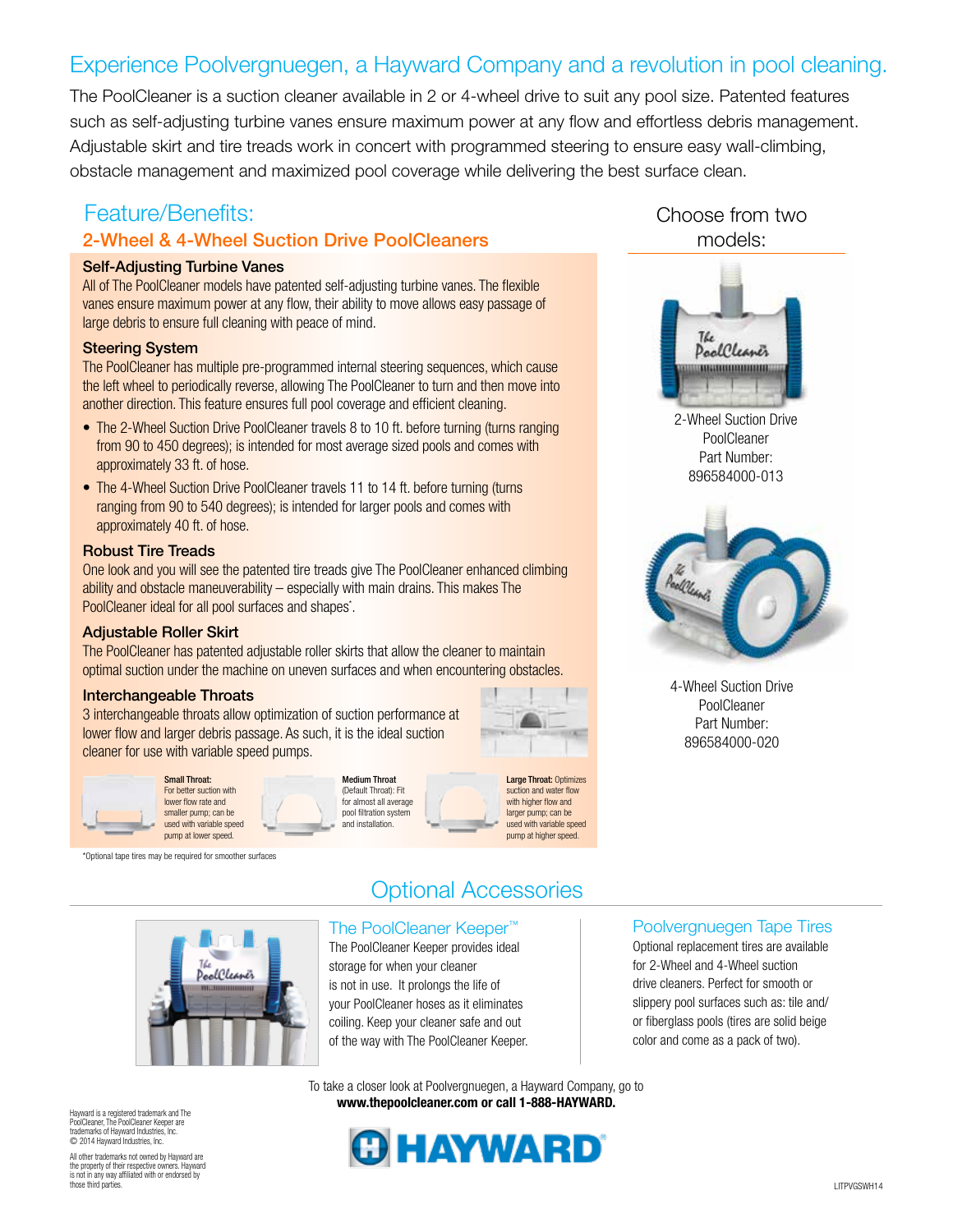# Experience Poolvergnuegen, a Hayward Company and a revolution in pool cleaning.

The PoolCleaner is a suction cleaner available in 2 or 4-wheel drive to suit any pool size. Patented features such as self-adjusting turbine vanes ensure maximum power at any flow and effortless debris management. Adjustable skirt and tire treads work in concert with programmed steering to ensure easy wall-climbing, obstacle management and maximized pool coverage while delivering the best surface clean.

## Feature/Benefits:

### 2-Wheel & 4-Wheel Suction Drive PoolCleaners

**Self-Adjusting Turbine Vanes**

All of The PoolCleaner models have patented self-adjusting turbine vanes. The flexible vanes ensure maximum power at any flow, their ability to move allows easy passage of large debris to ensure full cleaning with peace of mind.

**Steering System**

The PoolCleaner has multiple pre-programmed internal steering sequences, which cause the left wheel to periodically reverse, allowing The PoolCleaner to turn and then move into another direction. This feature ensures full pool coverage and efficient cleaning.

- The 2-Wheel Suction Drive PoolCleaner travels 8 to 10 ft. before turning (turns ranging from 90 to 450 degrees); is intended for most average sized pools and comes with approximately 33 ft. of hose.
- The 4-Wheel Suction Drive PoolCleaner travels 11 to 14 ft. before turning (turns ranging from 90 to 540 degrees); is intended for larger pools and comes with approximately 40 ft. of hose.

**Robust Tire Treads**

One look and you will see the patented tire treads give The PoolCleaner enhanced climbing ability and obstacle maneuverability – especially with main drains. This makes The PoolCleaner ideal for all pool surfaces and shapes*.

**Adjustable Roller Skirt**

The PoolCleaner has patented adjustable roller skirts that allow the cleaner to maintain optimal suction under the machine on uneven surfaces and when encountering obstacles.

**Interchangeable Throats**

3 interchangeable throats allow optimization of suction performance at lower flow and larger debris passage. As such, it is the ideal suction cleaner for use with variable speed pumps.

**Small Throat:** For better suction with lower flow rate and smaller pump; can be used with variable speed pump at lower speed.

**Medium Throat** (Default Throat): Fit for almost all average pool filtration system and installation.

**Large Throat:** Optimizes suction and water flow with higher flow and larger pump; can be used with variable speed pump at higher speed.

*Optional tape tires may be required for smoother surfaces

## Choose from two models:

2-Wheel Suction Drive PoolCleaner
Part Number:
896584000-013

4-Wheel Suction Drive PoolCleaner
Part Number:
896584000-020

## Optional Accessories

### The PoolCleaner Keeper™

The PoolCleaner Keeper provides ideal storage for when your cleaner is not in use. It prolongs the life of your PoolCleaner hoses as it eliminates coiling. Keep your cleaner safe and out of the way with The PoolCleaner Keeper.

### Poolvergnuegen Tape Tires

Optional replacement tires are available for 2-Wheel and 4-Wheel suction drive cleaners. Perfect for smooth or slippery pool surfaces such as: tile and/or fiberglass pools (tires are solid beige color and come as a pack of two).

To take a closer look at Poolvergnuegen, a Hayward Company, go to
**www.thepoolcleaner.com or call 1-888-HAYWARD.**

HAYWARD®

Hayward is a registered trademark and The PoolCleaner, The PoolCleaner Keeper are trademarks of Hayward Industries, Inc.
© 2014 Hayward Industries, Inc.

All other trademarks not owned by Hayward are the property of their respective owners. Hayward is not in any way affiliated with or endorsed by those third parties.

LITPVGSWH14